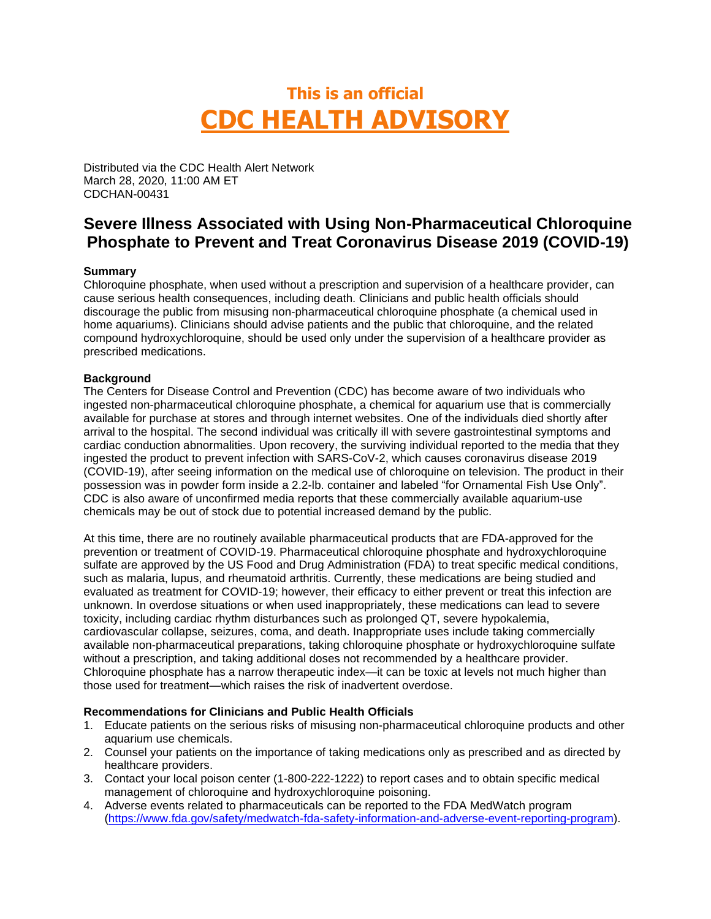# This is an official
# CDC HEALTH ADVISORY

Distributed via the CDC Health Alert Network
March 28, 2020, 11:00 AM ET
CDCHAN-00431

## Severe Illness Associated with Using Non-Pharmaceutical Chloroquine Phosphate to Prevent and Treat Coronavirus Disease 2019 (COVID-19)

**Summary**

Chloroquine phosphate, when used without a prescription and supervision of a healthcare provider, can cause serious health consequences, including death. Clinicians and public health officials should discourage the public from misusing non-pharmaceutical chloroquine phosphate (a chemical used in home aquariums). Clinicians should advise patients and the public that chloroquine, and the related compound hydroxychloroquine, should be used only under the supervision of a healthcare provider as prescribed medications.

**Background**

The Centers for Disease Control and Prevention (CDC) has become aware of two individuals who ingested non-pharmaceutical chloroquine phosphate, a chemical for aquarium use that is commercially available for purchase at stores and through internet websites. One of the individuals died shortly after arrival to the hospital. The second individual was critically ill with severe gastrointestinal symptoms and cardiac conduction abnormalities. Upon recovery, the surviving individual reported to the media that they ingested the product to prevent infection with SARS-CoV-2, which causes coronavirus disease 2019 (COVID-19), after seeing information on the medical use of chloroquine on television. The product in their possession was in powder form inside a 2.2-lb. container and labeled "for Ornamental Fish Use Only". CDC is also aware of unconfirmed media reports that these commercially available aquarium-use chemicals may be out of stock due to potential increased demand by the public.

At this time, there are no routinely available pharmaceutical products that are FDA-approved for the prevention or treatment of COVID-19. Pharmaceutical chloroquine phosphate and hydroxychloroquine sulfate are approved by the US Food and Drug Administration (FDA) to treat specific medical conditions, such as malaria, lupus, and rheumatoid arthritis. Currently, these medications are being studied and evaluated as treatment for COVID-19; however, their efficacy to either prevent or treat this infection are unknown. In overdose situations or when used inappropriately, these medications can lead to severe toxicity, including cardiac rhythm disturbances such as prolonged QT, severe hypokalemia, cardiovascular collapse, seizures, coma, and death. Inappropriate uses include taking commercially available non-pharmaceutical preparations, taking chloroquine phosphate or hydroxychloroquine sulfate without a prescription, and taking additional doses not recommended by a healthcare provider. Chloroquine phosphate has a narrow therapeutic index—it can be toxic at levels not much higher than those used for treatment—which raises the risk of inadvertent overdose.

**Recommendations for Clinicians and Public Health Officials**

1. Educate patients on the serious risks of misusing non-pharmaceutical chloroquine products and other aquarium use chemicals.
2. Counsel your patients on the importance of taking medications only as prescribed and as directed by healthcare providers.
3. Contact your local poison center (1-800-222-1222) to report cases and to obtain specific medical management of chloroquine and hydroxychloroquine poisoning.
4. Adverse events related to pharmaceuticals can be reported to the FDA MedWatch program (https://www.fda.gov/safety/medwatch-fda-safety-information-and-adverse-event-reporting-program).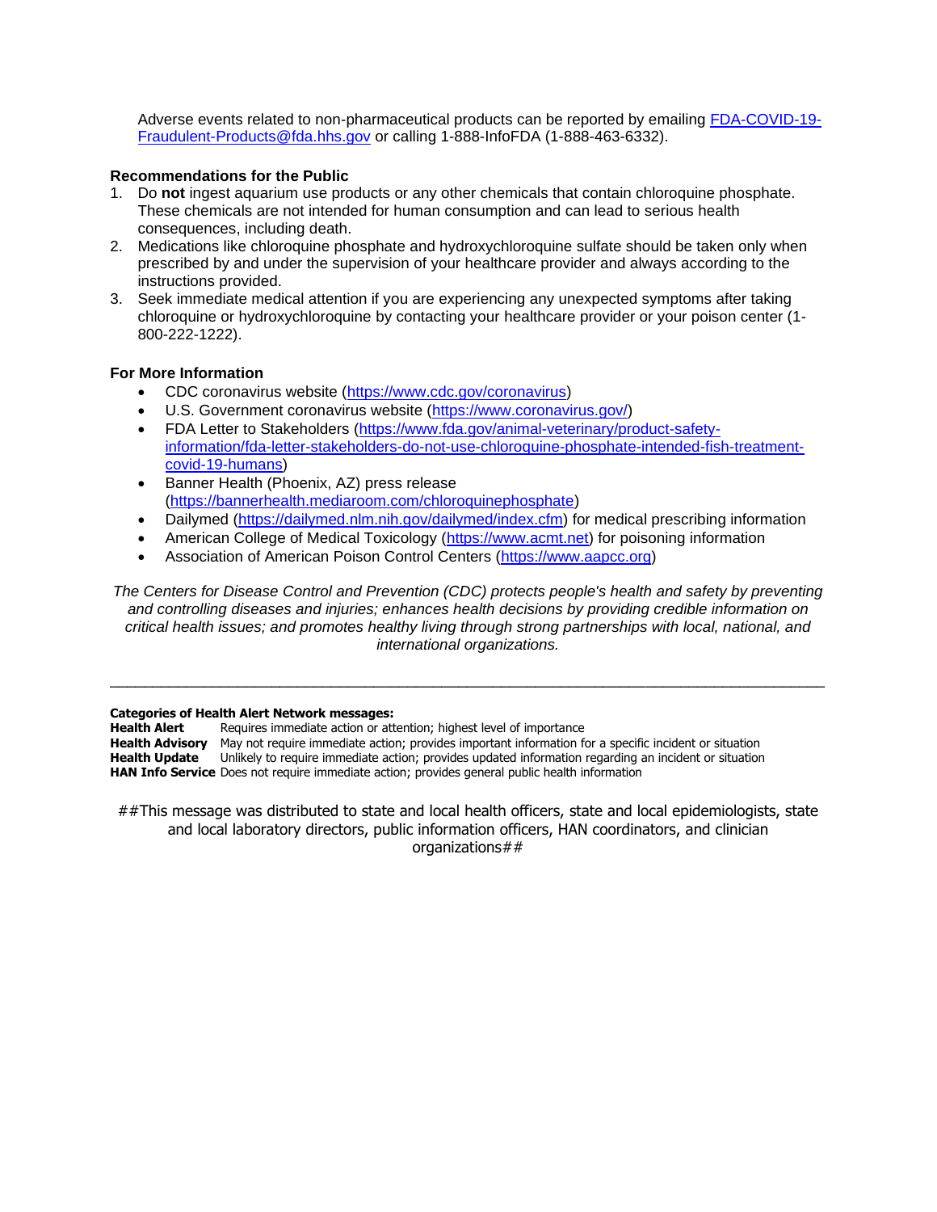Adverse events related to non-pharmaceutical products can be reported by emailing FDA-COVID-19-Fraudulent-Products@fda.hhs.gov or calling 1-888-InfoFDA (1-888-463-6332).

### Recommendations for the Public

1. Do **not** ingest aquarium use products or any other chemicals that contain chloroquine phosphate. These chemicals are not intended for human consumption and can lead to serious health consequences, including death.
2. Medications like chloroquine phosphate and hydroxychloroquine sulfate should be taken only when prescribed by and under the supervision of your healthcare provider and always according to the instructions provided.
3. Seek immediate medical attention if you are experiencing any unexpected symptoms after taking chloroquine or hydroxychloroquine by contacting your healthcare provider or your poison center (1-800-222-1222).

### For More Information

- CDC coronavirus website (https://www.cdc.gov/coronavirus)
- U.S. Government coronavirus website (https://www.coronavirus.gov/)
- FDA Letter to Stakeholders (https://www.fda.gov/animal-veterinary/product-safety-information/fda-letter-stakeholders-do-not-use-chloroquine-phosphate-intended-fish-treatment-covid-19-humans)
- Banner Health (Phoenix, AZ) press release (https://bannerhealth.mediaroom.com/chloroquinephosphate)
- Dailymed (https://dailymed.nlm.nih.gov/dailymed/index.cfm) for medical prescribing information
- American College of Medical Toxicology (https://www.acmt.net) for poisoning information
- Association of American Poison Control Centers (https://www.aapcc.org)

*The Centers for Disease Control and Prevention (CDC) protects people's health and safety by preventing and controlling diseases and injuries; enhances health decisions by providing credible information on critical health issues; and promotes healthy living through strong partnerships with local, national, and international organizations.*

---

**Categories of Health Alert Network messages:**

| | |
|---|---|
| **Health Alert** | Requires immediate action or attention; highest level of importance |
| **Health Advisory** | May not require immediate action; provides important information for a specific incident or situation |
| **Health Update** | Unlikely to require immediate action; provides updated information regarding an incident or situation |
| **HAN Info Service** | Does not require immediate action; provides general public health information |

##This message was distributed to state and local health officers, state and local epidemiologists, state and local laboratory directors, public information officers, HAN coordinators, and clinician organizations##